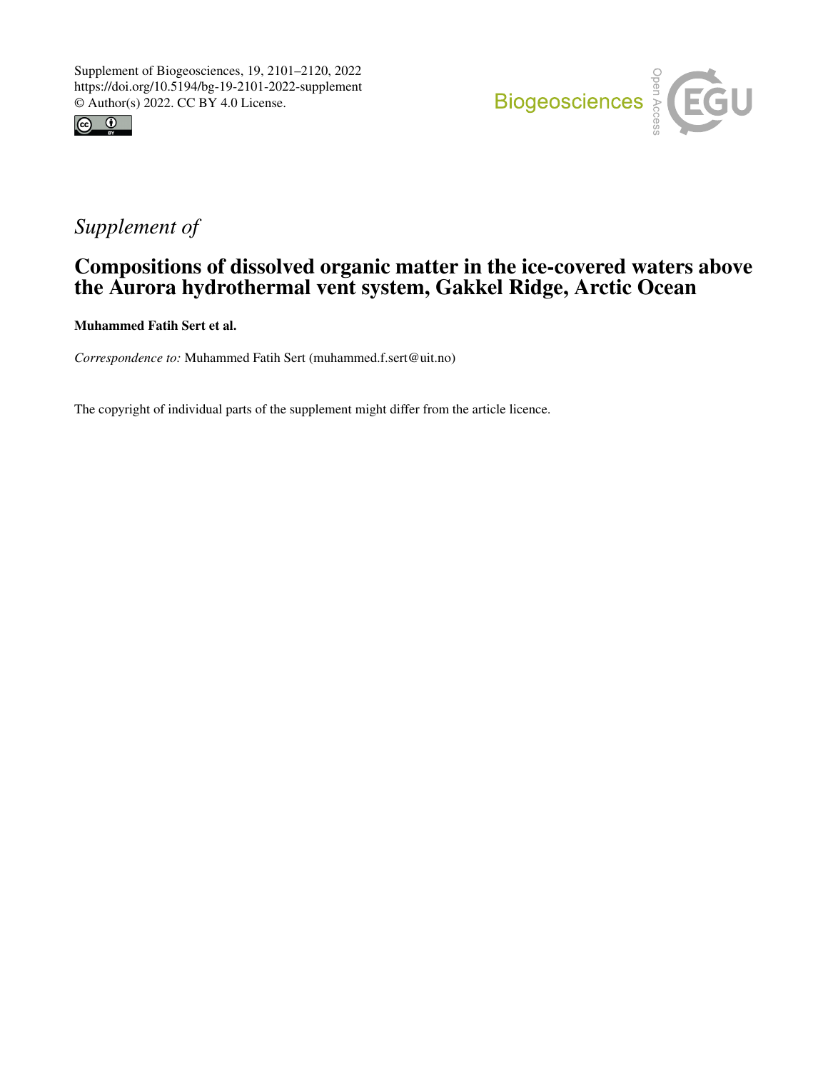Supplement of Biogeosciences, 19, 2101–2120, 2022
https://doi.org/10.5194/bg-19-2101-2022-supplement
© Author(s) 2022. CC BY 4.0 License.

*Supplement of*

# Compositions of dissolved organic matter in the ice-covered waters above the Aurora hydrothermal vent system, Gakkel Ridge, Arctic Ocean

**Muhammed Fatih Sert et al.**

*Correspondence to:* Muhammed Fatih Sert (muhammed.f.sert@uit.no)

The copyright of individual parts of the supplement might differ from the article licence.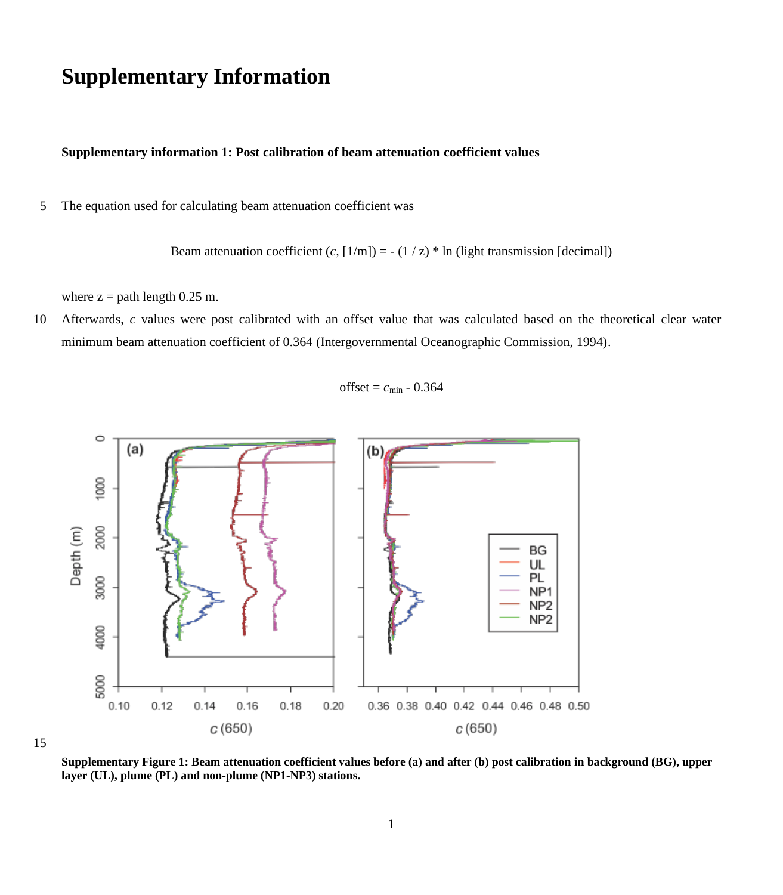# Supplementary Information

**Supplementary information 1: Post calibration of beam attenuation coefficient values**

The equation used for calculating beam attenuation coefficient was

$$\text{Beam attenuation coefficient } (c, [1/\text{m}]) = -(1/z) * \ln(\text{light transmission [decimal]})$$

where z = path length 0.25 m.

Afterwards, *c* values were post calibrated with an offset value that was calculated based on the theoretical clear water minimum beam attenuation coefficient of 0.364 (Intergovernmental Oceanographic Commission, 1994).

$$\text{offset} = c_{\min} - 0.364$$

**Supplementary Figure 1: Beam attenuation coefficient values before (a) and after (b) post calibration in background (BG), upper layer (UL), plume (PL) and non-plume (NP1-NP3) stations.**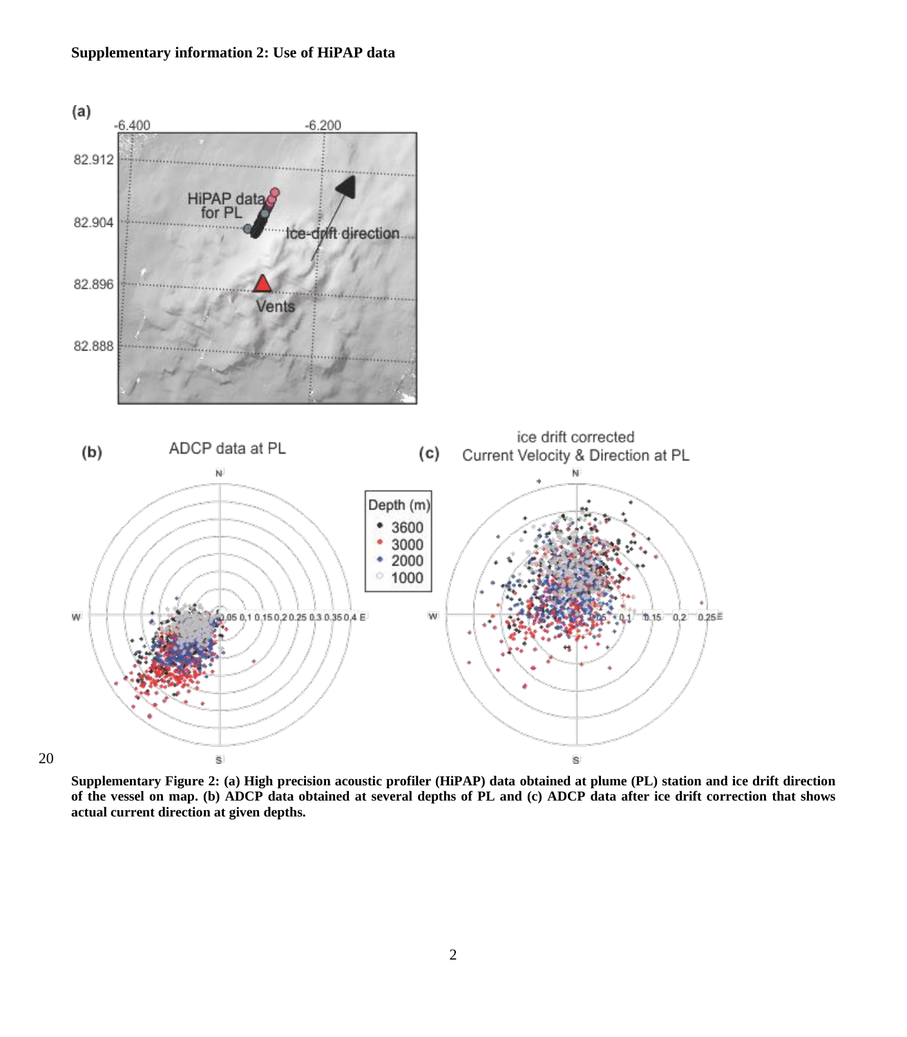**Supplementary information 2: Use of HiPAP data**

**Supplementary Figure 2: (a) High precision acoustic profiler (HiPAP) data obtained at plume (PL) station and ice drift direction of the vessel on map. (b) ADCP data obtained at several depths of PL and (c) ADCP data after ice drift correction that shows actual current direction at given depths.**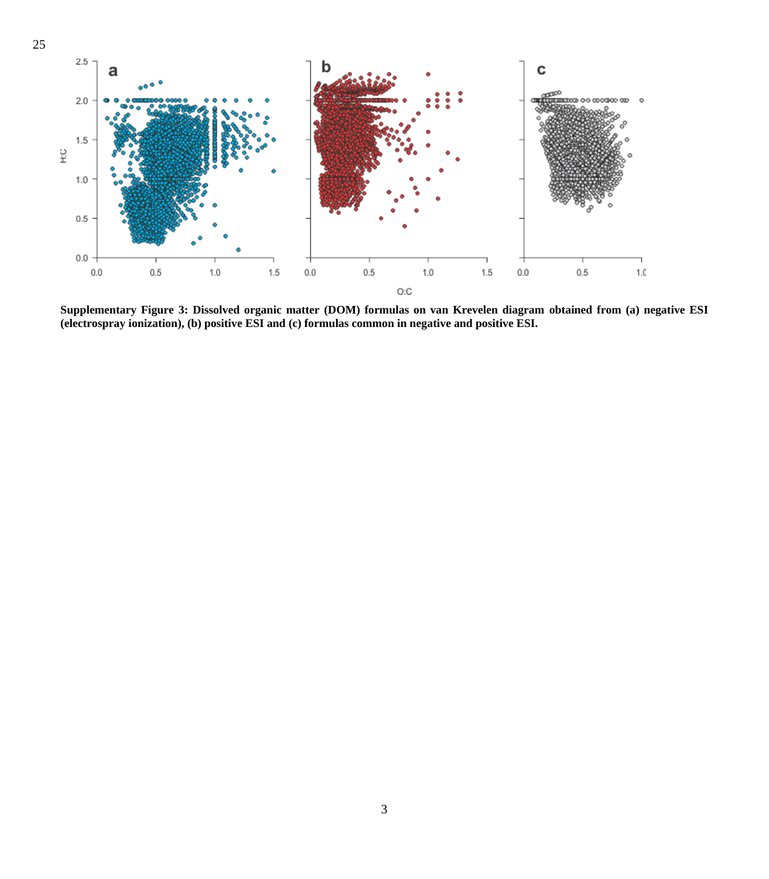**Supplementary Figure 3: Dissolved organic matter (DOM) formulas on van Krevelen diagram obtained from (a) negative ESI (electrospray ionization), (b) positive ESI and (c) formulas common in negative and positive ESI.**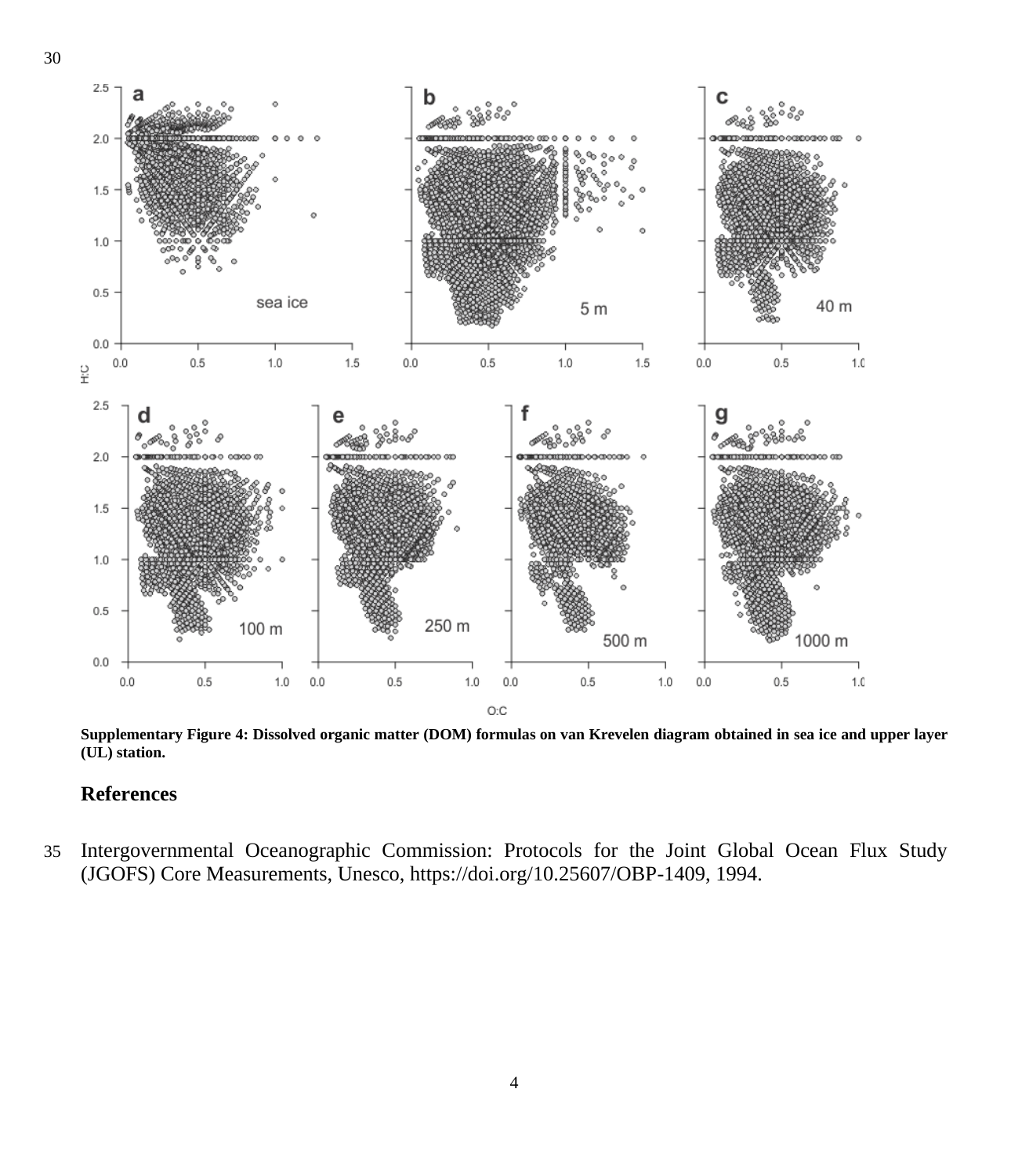a
sea ice
b
5 m
c
40 m
d
100 m
e
250 m
f
500 m
g
1000 m
H:C
O:C
2.5
2.0
1.5
1.0
0.5
0.0
0.0
0.5
1.0
1.5

**Supplementary Figure 4: Dissolved organic matter (DOM) formulas on van Krevelen diagram obtained in sea ice and upper layer (UL) station.**

## References

Intergovernmental Oceanographic Commission: Protocols for the Joint Global Ocean Flux Study (JGOFS) Core Measurements, Unesco, https://doi.org/10.25607/OBP-1409, 1994.